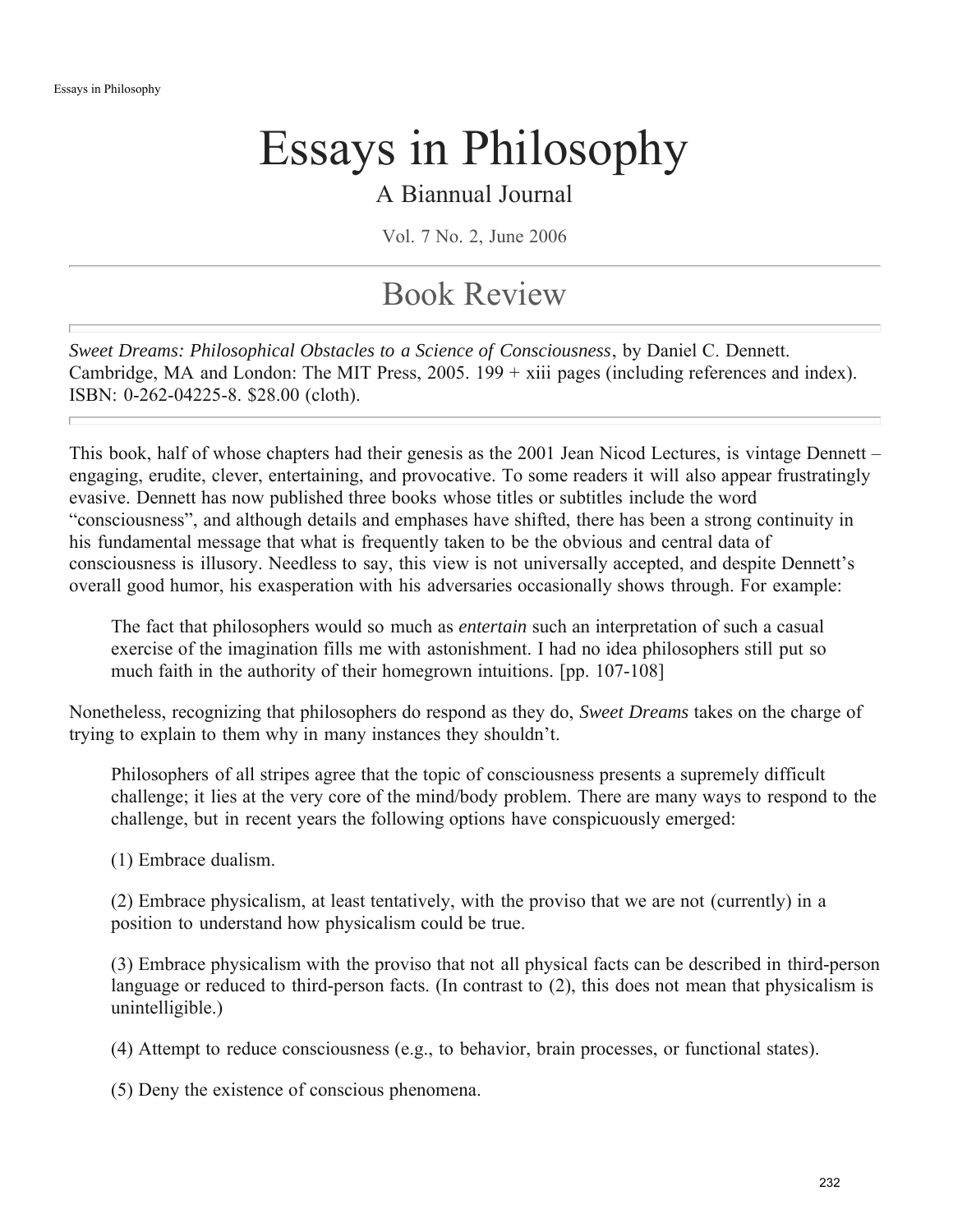# Essays in Philosophy

A Biannual Journal

Vol. 7 No. 2, June 2006

## Book Review

*Sweet Dreams: Philosophical Obstacles to a Science of Consciousness*, by Daniel C. Dennett. Cambridge, MA and London: The MIT Press, 2005. 199 + xiii pages (including references and index). ISBN: 0-262-04225-8. $28.00 (cloth).

This book, half of whose chapters had their genesis as the 2001 Jean Nicod Lectures, is vintage Dennett – engaging, erudite, clever, entertaining, and provocative. To some readers it will also appear frustratingly evasive. Dennett has now published three books whose titles or subtitles include the word "consciousness", and although details and emphases have shifted, there has been a strong continuity in his fundamental message that what is frequently taken to be the obvious and central data of consciousness is illusory. Needless to say, this view is not universally accepted, and despite Dennett's overall good humor, his exasperation with his adversaries occasionally shows through. For example:

> The fact that philosophers would so much as *entertain* such an interpretation of such a casual exercise of the imagination fills me with astonishment. I had no idea philosophers still put so much faith in the authority of their homegrown intuitions. [pp. 107-108]

Nonetheless, recognizing that philosophers do respond as they do, *Sweet Dreams* takes on the charge of trying to explain to them why in many instances they shouldn't.

> Philosophers of all stripes agree that the topic of consciousness presents a supremely difficult challenge; it lies at the very core of the mind/body problem. There are many ways to respond to the challenge, but in recent years the following options have conspicuously emerged:
>
> (1) Embrace dualism.
>
> (2) Embrace physicalism, at least tentatively, with the proviso that we are not (currently) in a position to understand how physicalism could be true.
>
> (3) Embrace physicalism with the proviso that not all physical facts can be described in third-person language or reduced to third-person facts. (In contrast to (2), this does not mean that physicalism is unintelligible.)
>
> (4) Attempt to reduce consciousness (e.g., to behavior, brain processes, or functional states).
>
> (5) Deny the existence of conscious phenomena.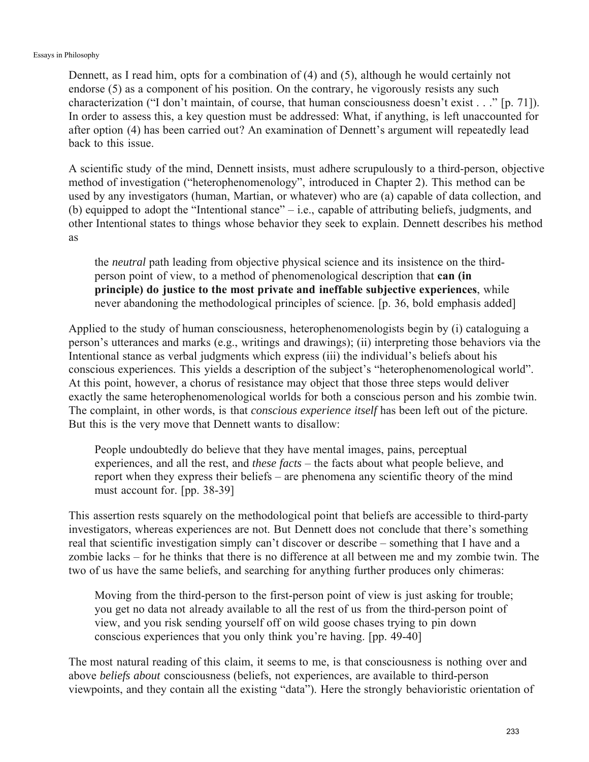Dennett, as I read him, opts for a combination of (4) and (5), although he would certainly not endorse (5) as a component of his position. On the contrary, he vigorously resists any such characterization ("I don't maintain, of course, that human consciousness doesn't exist . . ." [p. 71]). In order to assess this, a key question must be addressed: What, if anything, is left unaccounted for after option (4) has been carried out? An examination of Dennett's argument will repeatedly lead back to this issue.

A scientific study of the mind, Dennett insists, must adhere scrupulously to a third-person, objective method of investigation ("heterophenomenology", introduced in Chapter 2). This method can be used by any investigators (human, Martian, or whatever) who are (a) capable of data collection, and (b) equipped to adopt the "Intentional stance" – i.e., capable of attributing beliefs, judgments, and other Intentional states to things whose behavior they seek to explain. Dennett describes his method as

> the *neutral* path leading from objective physical science and its insistence on the third-person point of view, to a method of phenomenological description that **can (in principle) do justice to the most private and ineffable subjective experiences**, while never abandoning the methodological principles of science. [p. 36, bold emphasis added]

Applied to the study of human consciousness, heterophenomenologists begin by (i) cataloguing a person's utterances and marks (e.g., writings and drawings); (ii) interpreting those behaviors via the Intentional stance as verbal judgments which express (iii) the individual's beliefs about his conscious experiences. This yields a description of the subject's "heterophenomenological world". At this point, however, a chorus of resistance may object that those three steps would deliver exactly the same heterophenomenological worlds for both a conscious person and his zombie twin. The complaint, in other words, is that *conscious experience itself* has been left out of the picture. But this is the very move that Dennett wants to disallow:

> People undoubtedly do believe that they have mental images, pains, perceptual experiences, and all the rest, and *these facts* – the facts about what people believe, and report when they express their beliefs – are phenomena any scientific theory of the mind must account for. [pp. 38-39]

This assertion rests squarely on the methodological point that beliefs are accessible to third-party investigators, whereas experiences are not. But Dennett does not conclude that there's something real that scientific investigation simply can't discover or describe – something that I have and a zombie lacks – for he thinks that there is no difference at all between me and my zombie twin. The two of us have the same beliefs, and searching for anything further produces only chimeras:

> Moving from the third-person to the first-person point of view is just asking for trouble; you get no data not already available to all the rest of us from the third-person point of view, and you risk sending yourself off on wild goose chases trying to pin down conscious experiences that you only think you're having. [pp. 49-40]

The most natural reading of this claim, it seems to me, is that consciousness is nothing over and above *beliefs about* consciousness (beliefs, not experiences, are available to third-person viewpoints, and they contain all the existing "data"). Here the strongly behavioristic orientation of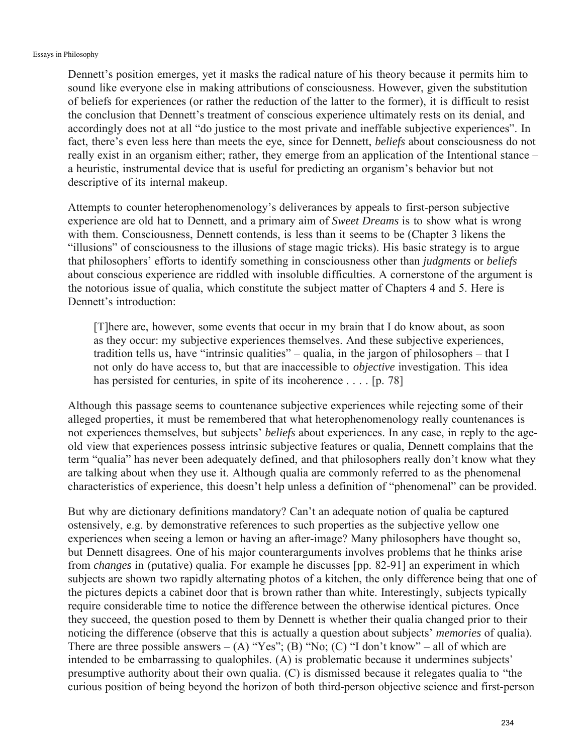Dennett's position emerges, yet it masks the radical nature of his theory because it permits him to sound like everyone else in making attributions of consciousness. However, given the substitution of beliefs for experiences (or rather the reduction of the latter to the former), it is difficult to resist the conclusion that Dennett's treatment of conscious experience ultimately rests on its denial, and accordingly does not at all "do justice to the most private and ineffable subjective experiences". In fact, there's even less here than meets the eye, since for Dennett, *beliefs* about consciousness do not really exist in an organism either; rather, they emerge from an application of the Intentional stance – a heuristic, instrumental device that is useful for predicting an organism's behavior but not descriptive of its internal makeup.

Attempts to counter heterophenomenology's deliverances by appeals to first-person subjective experience are old hat to Dennett, and a primary aim of *Sweet Dreams* is to show what is wrong with them. Consciousness, Dennett contends, is less than it seems to be (Chapter 3 likens the "illusions" of consciousness to the illusions of stage magic tricks). His basic strategy is to argue that philosophers' efforts to identify something in consciousness other than *judgments* or *beliefs* about conscious experience are riddled with insoluble difficulties. A cornerstone of the argument is the notorious issue of qualia, which constitute the subject matter of Chapters 4 and 5. Here is Dennett's introduction:

> [T]here are, however, some events that occur in my brain that I do know about, as soon as they occur: my subjective experiences themselves. And these subjective experiences, tradition tells us, have "intrinsic qualities" – qualia, in the jargon of philosophers – that I not only do have access to, but that are inaccessible to *objective* investigation. This idea has persisted for centuries, in spite of its incoherence . . . . [p. 78]

Although this passage seems to countenance subjective experiences while rejecting some of their alleged properties, it must be remembered that what heterophenomenology really countenances is not experiences themselves, but subjects' *beliefs* about experiences. In any case, in reply to the age-old view that experiences possess intrinsic subjective features or qualia, Dennett complains that the term "qualia" has never been adequately defined, and that philosophers really don't know what they are talking about when they use it. Although qualia are commonly referred to as the phenomenal characteristics of experience, this doesn't help unless a definition of "phenomenal" can be provided.

But why are dictionary definitions mandatory? Can't an adequate notion of qualia be captured ostensively, e.g. by demonstrative references to such properties as the subjective yellow one experiences when seeing a lemon or having an after-image? Many philosophers have thought so, but Dennett disagrees. One of his major counterarguments involves problems that he thinks arise from *changes* in (putative) qualia. For example he discusses [pp. 82-91] an experiment in which subjects are shown two rapidly alternating photos of a kitchen, the only difference being that one of the pictures depicts a cabinet door that is brown rather than white. Interestingly, subjects typically require considerable time to notice the difference between the otherwise identical pictures. Once they succeed, the question posed to them by Dennett is whether their qualia changed prior to their noticing the difference (observe that this is actually a question about subjects' *memories* of qualia). There are three possible answers – (A) "Yes"; (B) "No; (C) "I don't know" – all of which are intended to be embarrassing to qualophiles. (A) is problematic because it undermines subjects' presumptive authority about their own qualia. (C) is dismissed because it relegates qualia to "the curious position of being beyond the horizon of both third-person objective science and first-person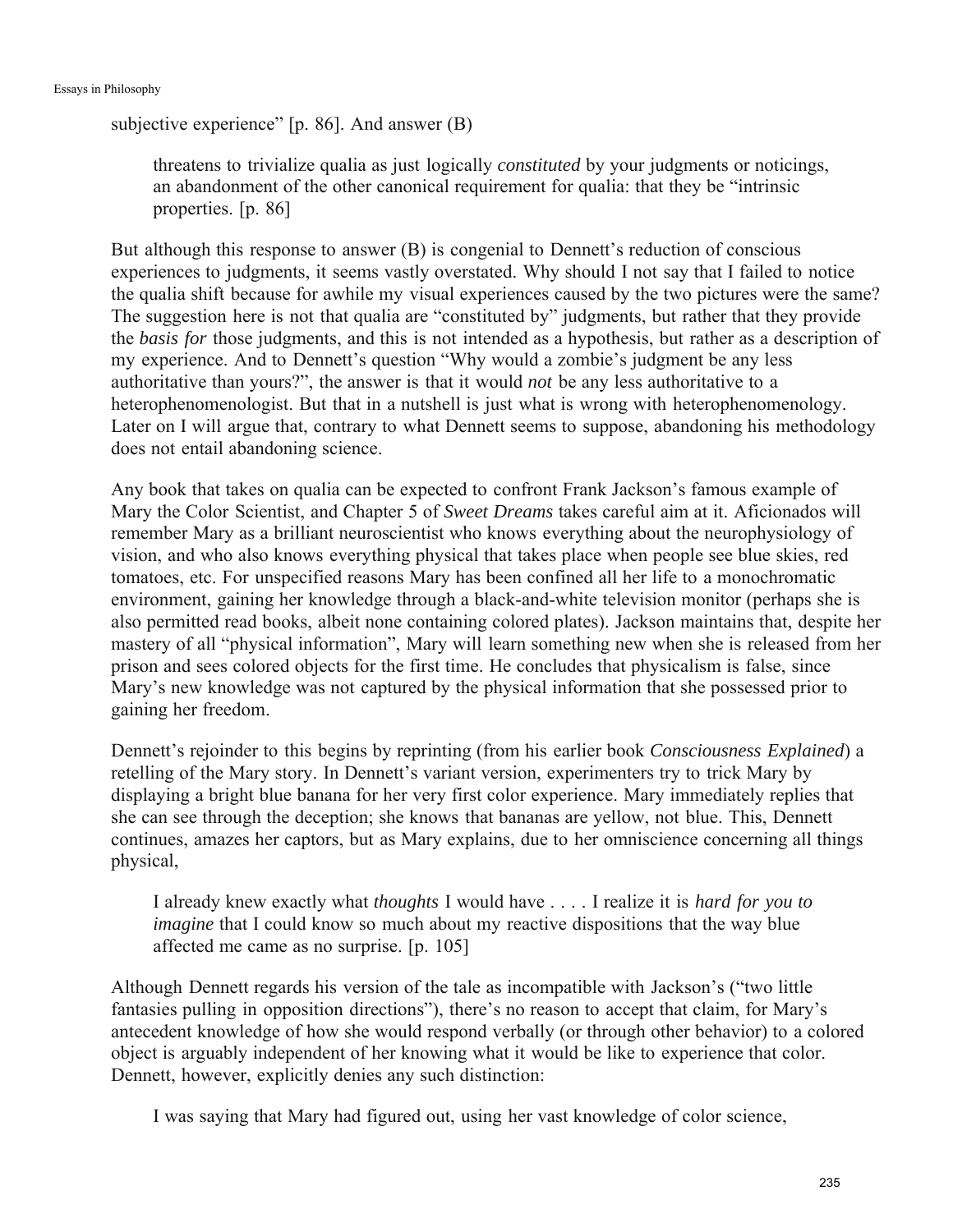subjective experience" [p. 86]. And answer (B)

> threatens to trivialize qualia as just logically *constituted* by your judgments or noticings, an abandonment of the other canonical requirement for qualia: that they be "intrinsic properties. [p. 86]

But although this response to answer (B) is congenial to Dennett's reduction of conscious experiences to judgments, it seems vastly overstated. Why should I not say that I failed to notice the qualia shift because for awhile my visual experiences caused by the two pictures were the same? The suggestion here is not that qualia are "constituted by" judgments, but rather that they provide the *basis for* those judgments, and this is not intended as a hypothesis, but rather as a description of my experience. And to Dennett's question "Why would a zombie's judgment be any less authoritative than yours?", the answer is that it would *not* be any less authoritative to a heterophenomenologist. But that in a nutshell is just what is wrong with heterophenomenology. Later on I will argue that, contrary to what Dennett seems to suppose, abandoning his methodology does not entail abandoning science.

Any book that takes on qualia can be expected to confront Frank Jackson's famous example of Mary the Color Scientist, and Chapter 5 of *Sweet Dreams* takes careful aim at it. Aficionados will remember Mary as a brilliant neuroscientist who knows everything about the neurophysiology of vision, and who also knows everything physical that takes place when people see blue skies, red tomatoes, etc. For unspecified reasons Mary has been confined all her life to a monochromatic environment, gaining her knowledge through a black-and-white television monitor (perhaps she is also permitted read books, albeit none containing colored plates). Jackson maintains that, despite her mastery of all "physical information", Mary will learn something new when she is released from her prison and sees colored objects for the first time. He concludes that physicalism is false, since Mary's new knowledge was not captured by the physical information that she possessed prior to gaining her freedom.

Dennett's rejoinder to this begins by reprinting (from his earlier book *Consciousness Explained*) a retelling of the Mary story. In Dennett's variant version, experimenters try to trick Mary by displaying a bright blue banana for her very first color experience. Mary immediately replies that she can see through the deception; she knows that bananas are yellow, not blue. This, Dennett continues, amazes her captors, but as Mary explains, due to her omniscience concerning all things physical,

> I already knew exactly what *thoughts* I would have . . . . I realize it is *hard for you to imagine* that I could know so much about my reactive dispositions that the way blue affected me came as no surprise. [p. 105]

Although Dennett regards his version of the tale as incompatible with Jackson's ("two little fantasies pulling in opposition directions"), there's no reason to accept that claim, for Mary's antecedent knowledge of how she would respond verbally (or through other behavior) to a colored object is arguably independent of her knowing what it would be like to experience that color. Dennett, however, explicitly denies any such distinction:

> I was saying that Mary had figured out, using her vast knowledge of color science,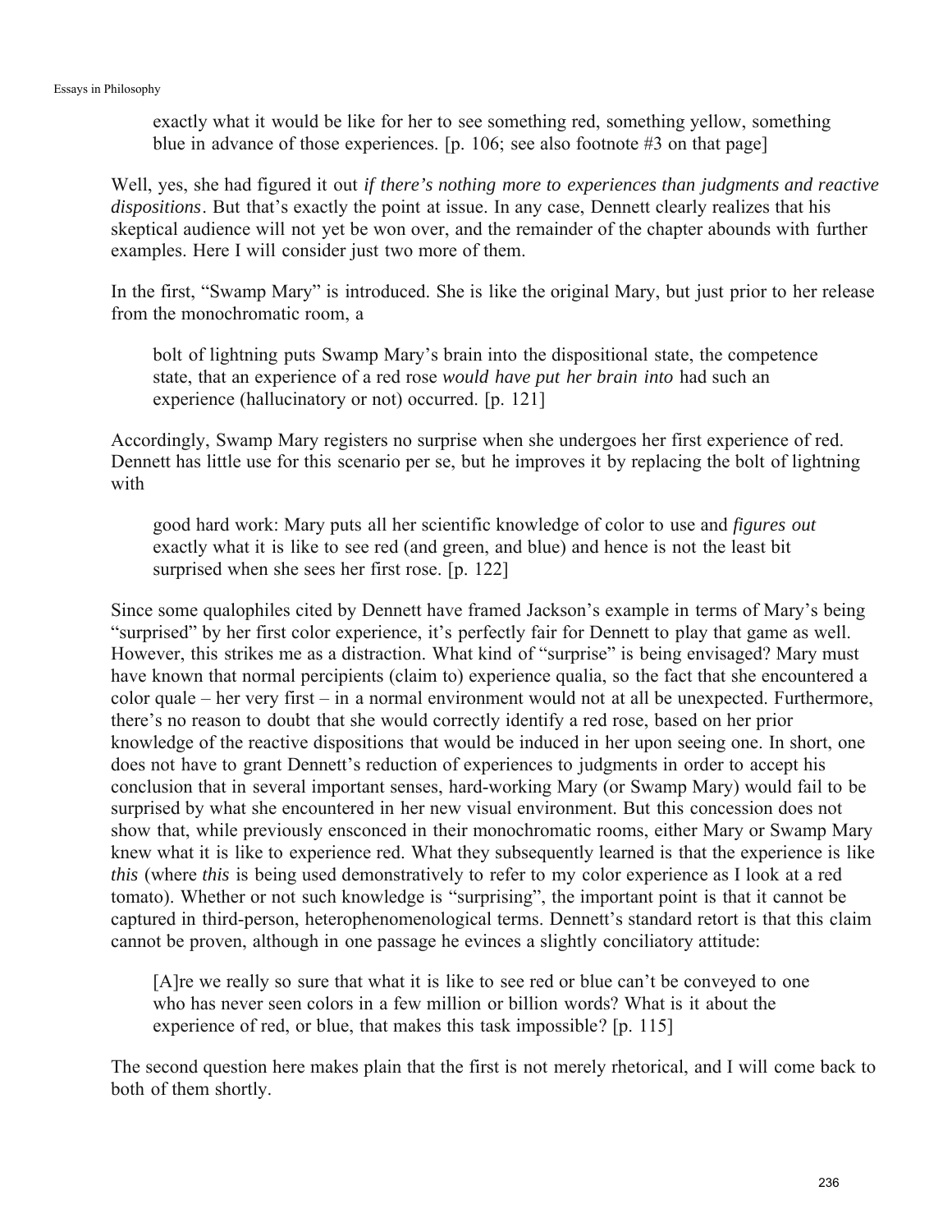> exactly what it would be like for her to see something red, something yellow, something blue in advance of those experiences. [p. 106; see also footnote #3 on that page]

Well, yes, she had figured it out *if there's nothing more to experiences than judgments and reactive dispositions*. But that's exactly the point at issue. In any case, Dennett clearly realizes that his skeptical audience will not yet be won over, and the remainder of the chapter abounds with further examples. Here I will consider just two more of them.

In the first, "Swamp Mary" is introduced. She is like the original Mary, but just prior to her release from the monochromatic room, a

> bolt of lightning puts Swamp Mary's brain into the dispositional state, the competence state, that an experience of a red rose *would have put her brain into* had such an experience (hallucinatory or not) occurred. [p. 121]

Accordingly, Swamp Mary registers no surprise when she undergoes her first experience of red. Dennett has little use for this scenario per se, but he improves it by replacing the bolt of lightning with

> good hard work: Mary puts all her scientific knowledge of color to use and *figures out* exactly what it is like to see red (and green, and blue) and hence is not the least bit surprised when she sees her first rose. [p. 122]

Since some qualophiles cited by Dennett have framed Jackson's example in terms of Mary's being "surprised" by her first color experience, it's perfectly fair for Dennett to play that game as well. However, this strikes me as a distraction. What kind of "surprise" is being envisaged? Mary must have known that normal percipients (claim to) experience qualia, so the fact that she encountered a color quale – her very first – in a normal environment would not at all be unexpected. Furthermore, there's no reason to doubt that she would correctly identify a red rose, based on her prior knowledge of the reactive dispositions that would be induced in her upon seeing one. In short, one does not have to grant Dennett's reduction of experiences to judgments in order to accept his conclusion that in several important senses, hard-working Mary (or Swamp Mary) would fail to be surprised by what she encountered in her new visual environment. But this concession does not show that, while previously ensconced in their monochromatic rooms, either Mary or Swamp Mary knew what it is like to experience red. What they subsequently learned is that the experience is like *this* (where *this* is being used demonstratively to refer to my color experience as I look at a red tomato). Whether or not such knowledge is "surprising", the important point is that it cannot be captured in third-person, heterophenomenological terms. Dennett's standard retort is that this claim cannot be proven, although in one passage he evinces a slightly conciliatory attitude:

> [A]re we really so sure that what it is like to see red or blue can't be conveyed to one who has never seen colors in a few million or billion words? What is it about the experience of red, or blue, that makes this task impossible? [p. 115]

The second question here makes plain that the first is not merely rhetorical, and I will come back to both of them shortly.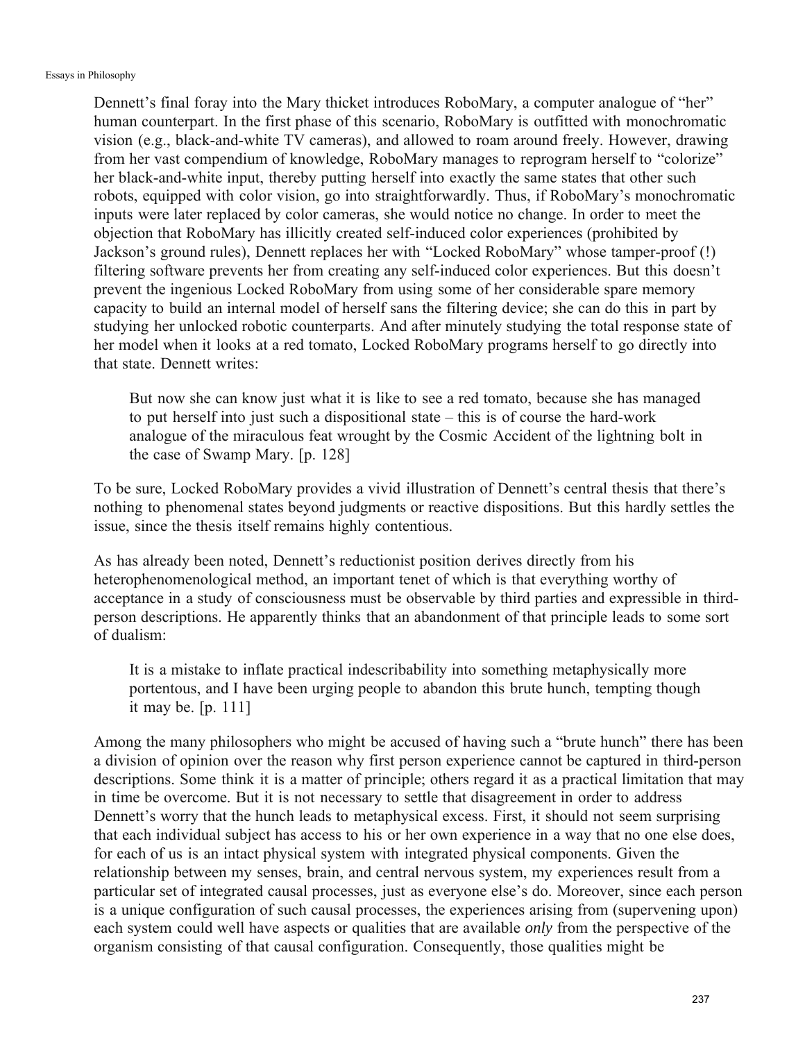Dennett's final foray into the Mary thicket introduces RoboMary, a computer analogue of "her" human counterpart. In the first phase of this scenario, RoboMary is outfitted with monochromatic vision (e.g., black-and-white TV cameras), and allowed to roam around freely. However, drawing from her vast compendium of knowledge, RoboMary manages to reprogram herself to "colorize" her black-and-white input, thereby putting herself into exactly the same states that other such robots, equipped with color vision, go into straightforwardly. Thus, if RoboMary's monochromatic inputs were later replaced by color cameras, she would notice no change. In order to meet the objection that RoboMary has illicitly created self-induced color experiences (prohibited by Jackson's ground rules), Dennett replaces her with "Locked RoboMary" whose tamper-proof (!) filtering software prevents her from creating any self-induced color experiences. But this doesn't prevent the ingenious Locked RoboMary from using some of her considerable spare memory capacity to build an internal model of herself sans the filtering device; she can do this in part by studying her unlocked robotic counterparts. And after minutely studying the total response state of her model when it looks at a red tomato, Locked RoboMary programs herself to go directly into that state. Dennett writes:

> But now she can know just what it is like to see a red tomato, because she has managed to put herself into just such a dispositional state – this is of course the hard-work analogue of the miraculous feat wrought by the Cosmic Accident of the lightning bolt in the case of Swamp Mary. [p. 128]

To be sure, Locked RoboMary provides a vivid illustration of Dennett's central thesis that there's nothing to phenomenal states beyond judgments or reactive dispositions. But this hardly settles the issue, since the thesis itself remains highly contentious.

As has already been noted, Dennett's reductionist position derives directly from his heterophenomenological method, an important tenet of which is that everything worthy of acceptance in a study of consciousness must be observable by third parties and expressible in third-person descriptions. He apparently thinks that an abandonment of that principle leads to some sort of dualism:

> It is a mistake to inflate practical indescribability into something metaphysically more portentous, and I have been urging people to abandon this brute hunch, tempting though it may be. [p. 111]

Among the many philosophers who might be accused of having such a "brute hunch" there has been a division of opinion over the reason why first person experience cannot be captured in third-person descriptions. Some think it is a matter of principle; others regard it as a practical limitation that may in time be overcome. But it is not necessary to settle that disagreement in order to address Dennett's worry that the hunch leads to metaphysical excess. First, it should not seem surprising that each individual subject has access to his or her own experience in a way that no one else does, for each of us is an intact physical system with integrated physical components. Given the relationship between my senses, brain, and central nervous system, my experiences result from a particular set of integrated causal processes, just as everyone else's do. Moreover, since each person is a unique configuration of such causal processes, the experiences arising from (supervening upon) each system could well have aspects or qualities that are available *only* from the perspective of the organism consisting of that causal configuration. Consequently, those qualities might be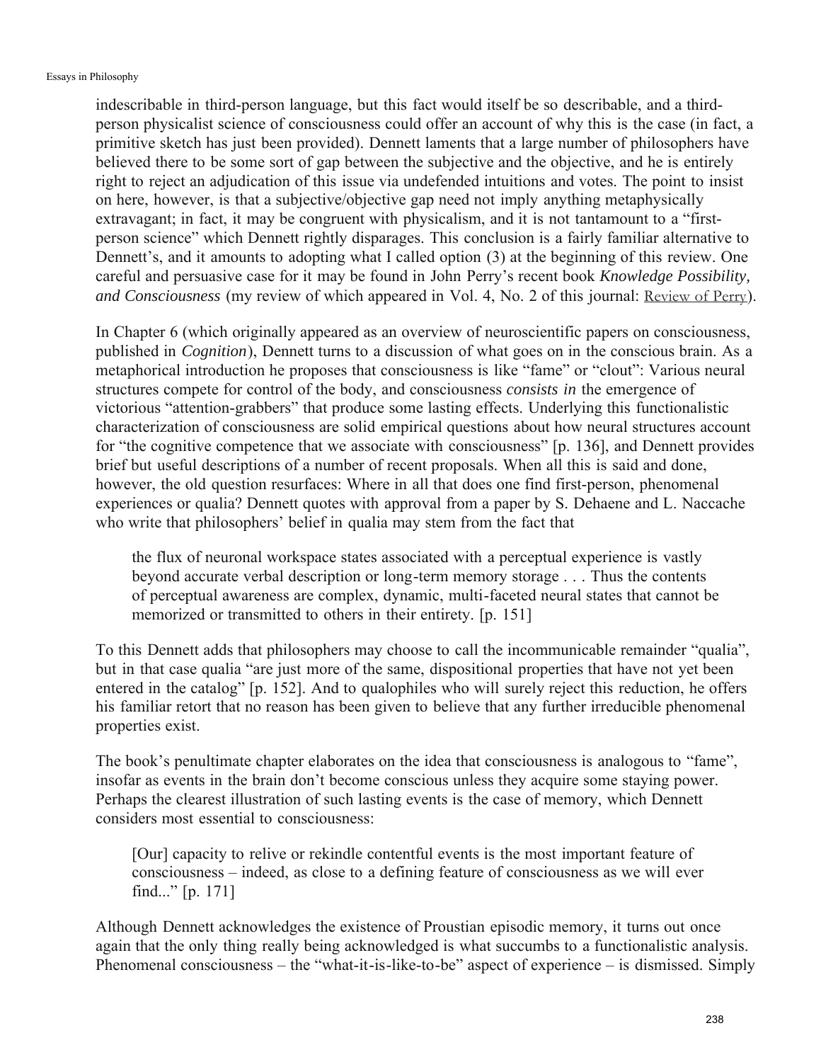indescribable in third-person language, but this fact would itself be so describable, and a third-person physicalist science of consciousness could offer an account of why this is the case (in fact, a primitive sketch has just been provided). Dennett laments that a large number of philosophers have believed there to be some sort of gap between the subjective and the objective, and he is entirely right to reject an adjudication of this issue via undefended intuitions and votes. The point to insist on here, however, is that a subjective/objective gap need not imply anything metaphysically extravagant; in fact, it may be congruent with physicalism, and it is not tantamount to a "first-person science" which Dennett rightly disparages. This conclusion is a fairly familiar alternative to Dennett's, and it amounts to adopting what I called option (3) at the beginning of this review. One careful and persuasive case for it may be found in John Perry's recent book *Knowledge Possibility, and Consciousness* (my review of which appeared in Vol. 4, No. 2 of this journal: Review of Perry).

In Chapter 6 (which originally appeared as an overview of neuroscientific papers on consciousness, published in *Cognition*), Dennett turns to a discussion of what goes on in the conscious brain. As a metaphorical introduction he proposes that consciousness is like "fame" or "clout": Various neural structures compete for control of the body, and consciousness *consists in* the emergence of victorious "attention-grabbers" that produce some lasting effects. Underlying this functionalistic characterization of consciousness are solid empirical questions about how neural structures account for "the cognitive competence that we associate with consciousness" [p. 136], and Dennett provides brief but useful descriptions of a number of recent proposals. When all this is said and done, however, the old question resurfaces: Where in all that does one find first-person, phenomenal experiences or qualia? Dennett quotes with approval from a paper by S. Dehaene and L. Naccache who write that philosophers' belief in qualia may stem from the fact that

> the flux of neuronal workspace states associated with a perceptual experience is vastly beyond accurate verbal description or long-term memory storage . . . Thus the contents of perceptual awareness are complex, dynamic, multi-faceted neural states that cannot be memorized or transmitted to others in their entirety. [p. 151]

To this Dennett adds that philosophers may choose to call the incommunicable remainder "qualia", but in that case qualia "are just more of the same, dispositional properties that have not yet been entered in the catalog" [p. 152]. And to qualophiles who will surely reject this reduction, he offers his familiar retort that no reason has been given to believe that any further irreducible phenomenal properties exist.

The book's penultimate chapter elaborates on the idea that consciousness is analogous to "fame", insofar as events in the brain don't become conscious unless they acquire some staying power. Perhaps the clearest illustration of such lasting events is the case of memory, which Dennett considers most essential to consciousness:

> [Our] capacity to relive or rekindle contentful events is the most important feature of consciousness – indeed, as close to a defining feature of consciousness as we will ever find..." [p. 171]

Although Dennett acknowledges the existence of Proustian episodic memory, it turns out once again that the only thing really being acknowledged is what succumbs to a functionalistic analysis. Phenomenal consciousness – the "what-it-is-like-to-be" aspect of experience – is dismissed. Simply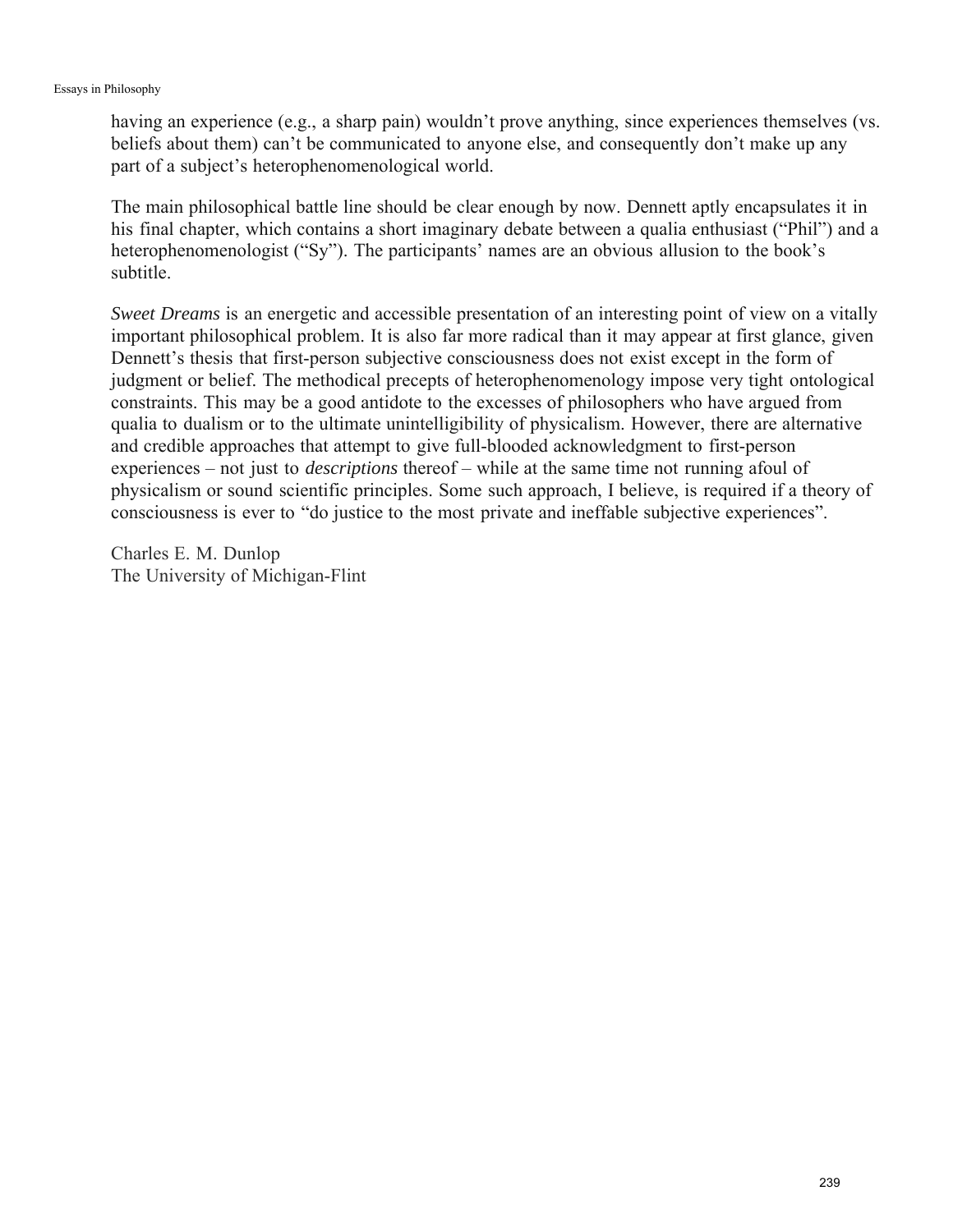having an experience (e.g., a sharp pain) wouldn't prove anything, since experiences themselves (vs. beliefs about them) can't be communicated to anyone else, and consequently don't make up any part of a subject's heterophenomenological world.

The main philosophical battle line should be clear enough by now. Dennett aptly encapsulates it in his final chapter, which contains a short imaginary debate between a qualia enthusiast ("Phil") and a heterophenomenologist ("Sy"). The participants' names are an obvious allusion to the book's subtitle.

*Sweet Dreams* is an energetic and accessible presentation of an interesting point of view on a vitally important philosophical problem. It is also far more radical than it may appear at first glance, given Dennett's thesis that first-person subjective consciousness does not exist except in the form of judgment or belief. The methodical precepts of heterophenomenology impose very tight ontological constraints. This may be a good antidote to the excesses of philosophers who have argued from qualia to dualism or to the ultimate unintelligibility of physicalism. However, there are alternative and credible approaches that attempt to give full-blooded acknowledgment to first-person experiences – not just to *descriptions* thereof – while at the same time not running afoul of physicalism or sound scientific principles. Some such approach, I believe, is required if a theory of consciousness is ever to "do justice to the most private and ineffable subjective experiences".

Charles E. M. Dunlop
The University of Michigan-Flint